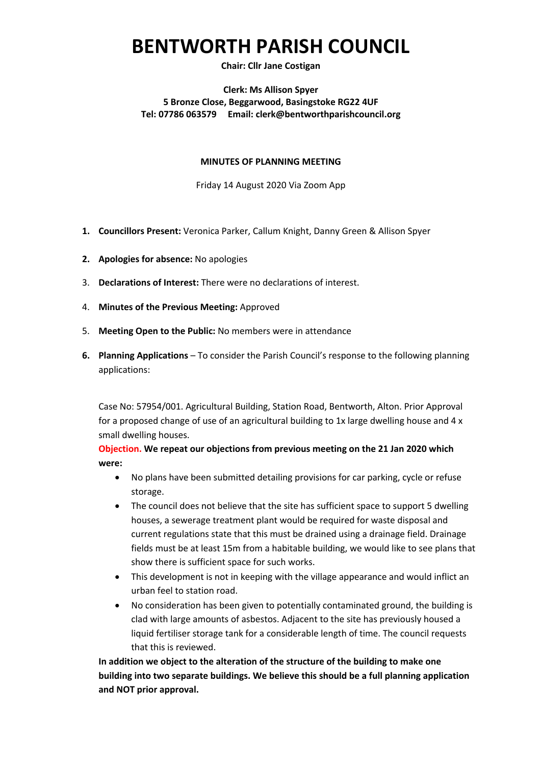# BENTWORTH PARISH COUNCIL

**Chair: Cllr Jane Costigan**

**Clerk: Ms Allison Spyer**
**5 Bronze Close, Beggarwood, Basingstoke RG22 4UF**
**Tel: 07786 063579 Email: clerk@bentworthparishcouncil.org**

**MINUTES OF PLANNING MEETING**

Friday 14 August 2020 Via Zoom App

1. **Councillors Present:** Veronica Parker, Callum Knight, Danny Green & Allison Spyer
2. **Apologies for absence:** No apologies
3. **Declarations of Interest:** There were no declarations of interest.
4. **Minutes of the Previous Meeting:** Approved
5. **Meeting Open to the Public:** No members were in attendance
6. **Planning Applications** – To consider the Parish Council's response to the following planning applications:

Case No: 57954/001. Agricultural Building, Station Road, Bentworth, Alton. Prior Approval for a proposed change of use of an agricultural building to 1x large dwelling house and 4 x small dwelling houses.

**Objection. We repeat our objections from previous meeting on the 21 Jan 2020 which were:**

- No plans have been submitted detailing provisions for car parking, cycle or refuse storage.
- The council does not believe that the site has sufficient space to support 5 dwelling houses, a sewerage treatment plant would be required for waste disposal and current regulations state that this must be drained using a drainage field. Drainage fields must be at least 15m from a habitable building, we would like to see plans that show there is sufficient space for such works.
- This development is not in keeping with the village appearance and would inflict an urban feel to station road.
- No consideration has been given to potentially contaminated ground, the building is clad with large amounts of asbestos. Adjacent to the site has previously housed a liquid fertiliser storage tank for a considerable length of time. The council requests that this is reviewed.

**In addition we object to the alteration of the structure of the building to make one building into two separate buildings. We believe this should be a full planning application and NOT prior approval.**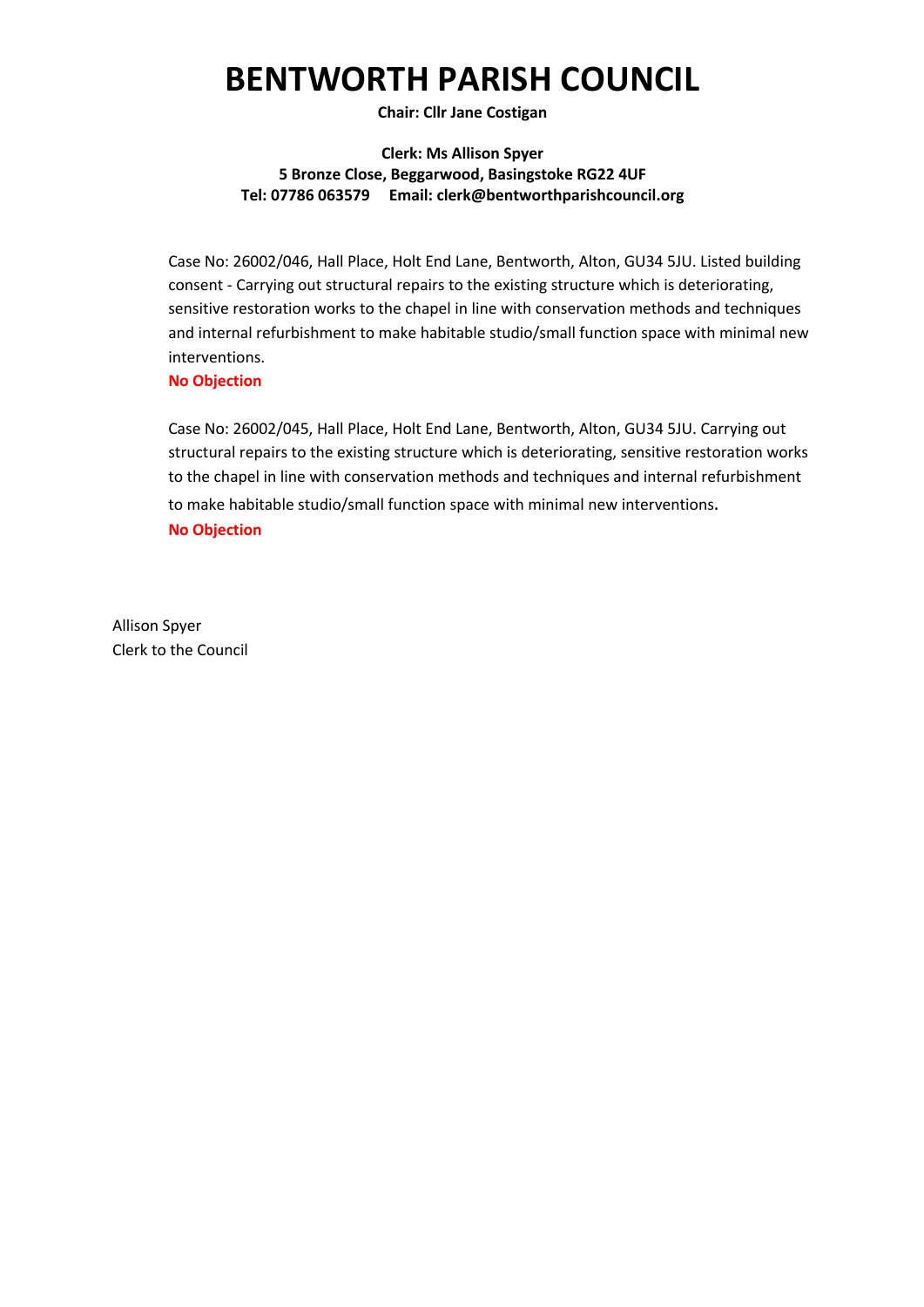# BENTWORTH PARISH COUNCIL

**Chair: Cllr Jane Costigan**

**Clerk: Ms Allison Spyer**
**5 Bronze Close, Beggarwood, Basingstoke RG22 4UF**
**Tel: 07786 063579 Email: clerk@bentworthparishcouncil.org**

Case No: 26002/046, Hall Place, Holt End Lane, Bentworth, Alton, GU34 5JU. Listed building consent - Carrying out structural repairs to the existing structure which is deteriorating, sensitive restoration works to the chapel in line with conservation methods and techniques and internal refurbishment to make habitable studio/small function space with minimal new interventions.

**No Objection**

Case No: 26002/045, Hall Place, Holt End Lane, Bentworth, Alton, GU34 5JU. Carrying out structural repairs to the existing structure which is deteriorating, sensitive restoration works to the chapel in line with conservation methods and techniques and internal refurbishment to make habitable studio/small function space with minimal new interventions.

**No Objection**

Allison Spyer
Clerk to the Council